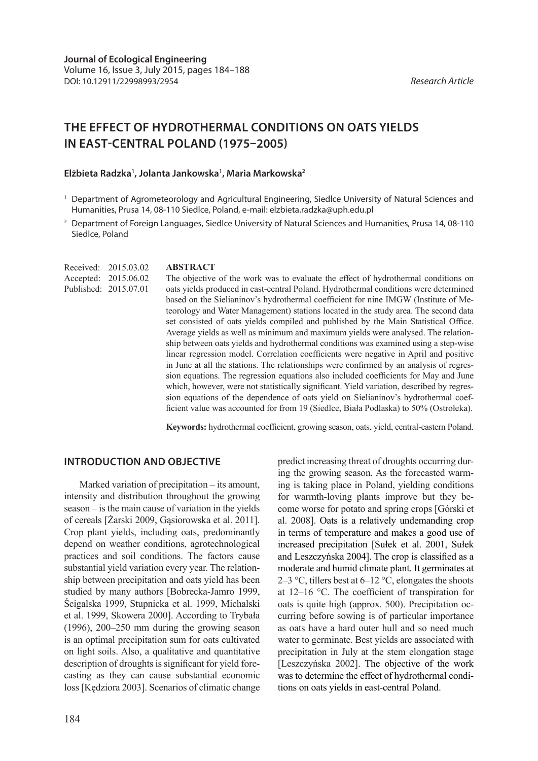Journal of Ecological Engineering
Volume 16, Issue 3, July 2015, pages 184–188
DOI: 10.12911/22998993/2954

*Research Article*

# THE EFFECT OF HYDROTHERMAL CONDITIONS ON OATS YIELDS IN EAST-CENTRAL POLAND (1975–2005)

**Elżbieta Radzka[1], Jolanta Jankowska[1], Maria Markowska[2]**

[1] Department of Agrometeorology and Agricultural Engineering, Siedlce University of Natural Sciences and Humanities, Prusa 14, 08-110 Siedlce, Poland, e-mail: elzbieta.radzka@uph.edu.pl

[2] Department of Foreign Languages, Siedlce University of Natural Sciences and Humanities, Prusa 14, 08-110 Siedlce, Poland

Received: 2015.03.02
Accepted: 2015.06.02
Published: 2015.07.01

**ABSTRACT**

The objective of the work was to evaluate the effect of hydrothermal conditions on oats yields produced in east-central Poland. Hydrothermal conditions were determined based on the Sielianinov's hydrothermal coefficient for nine IMGW (Institute of Meteorology and Water Management) stations located in the study area. The second data set consisted of oats yields compiled and published by the Main Statistical Office. Average yields as well as minimum and maximum yields were analysed. The relationship between oats yields and hydrothermal conditions was examined using a step-wise linear regression model. Correlation coefficients were negative in April and positive in June at all the stations. The relationships were confirmed by an analysis of regression equations. The regression equations also included coefficients for May and June which, however, were not statistically significant. Yield variation, described by regression equations of the dependence of oats yield on Sielianinov's hydrothermal coefficient value was accounted for from 19 (Siedlce, Biała Podlaska) to 50% (Ostrołeka).

**Keywords:** hydrothermal coefficient, growing season, oats, yield, central-eastern Poland.

## INTRODUCTION AND OBJECTIVE

Marked variation of precipitation – its amount, intensity and distribution throughout the growing season – is the main cause of variation in the yields of cereals [Żarski 2009, Gąsiorowska et al. 2011]. Crop plant yields, including oats, predominantly depend on weather conditions, agrotechnological practices and soil conditions. The factors cause substantial yield variation every year. The relationship between precipitation and oats yield has been studied by many authors [Bobrecka-Jamro 1999, Ścigalska 1999, Stupnicka et al. 1999, Michalski et al. 1999, Skowera 2000]. According to Trybała (1996), 200–250 mm during the growing season is an optimal precipitation sum for oats cultivated on light soils. Also, a qualitative and quantitative description of droughts is significant for yield forecasting as they can cause substantial economic loss [Kędziora 2003]. Scenarios of climatic change predict increasing threat of droughts occurring during the growing season. As the forecasted warming is taking place in Poland, yielding conditions for warmth-loving plants improve but they become worse for potato and spring crops [Górski et al. 2008]. Oats is a relatively undemanding crop in terms of temperature and makes a good use of increased precipitation [Sułek et al. 2001, Sułek and Leszczyńska 2004]. The crop is classified as a moderate and humid climate plant. It germinates at 2–3 °C, tillers best at 6–12 °C, elongates the shoots at 12–16 °C. The coefficient of transpiration for oats is quite high (approx. 500). Precipitation occurring before sowing is of particular importance as oats have a hard outer hull and so need much water to germinate. Best yields are associated with precipitation in July at the stem elongation stage [Leszczyńska 2002]. The objective of the work was to determine the effect of hydrothermal conditions on oats yields in east-central Poland.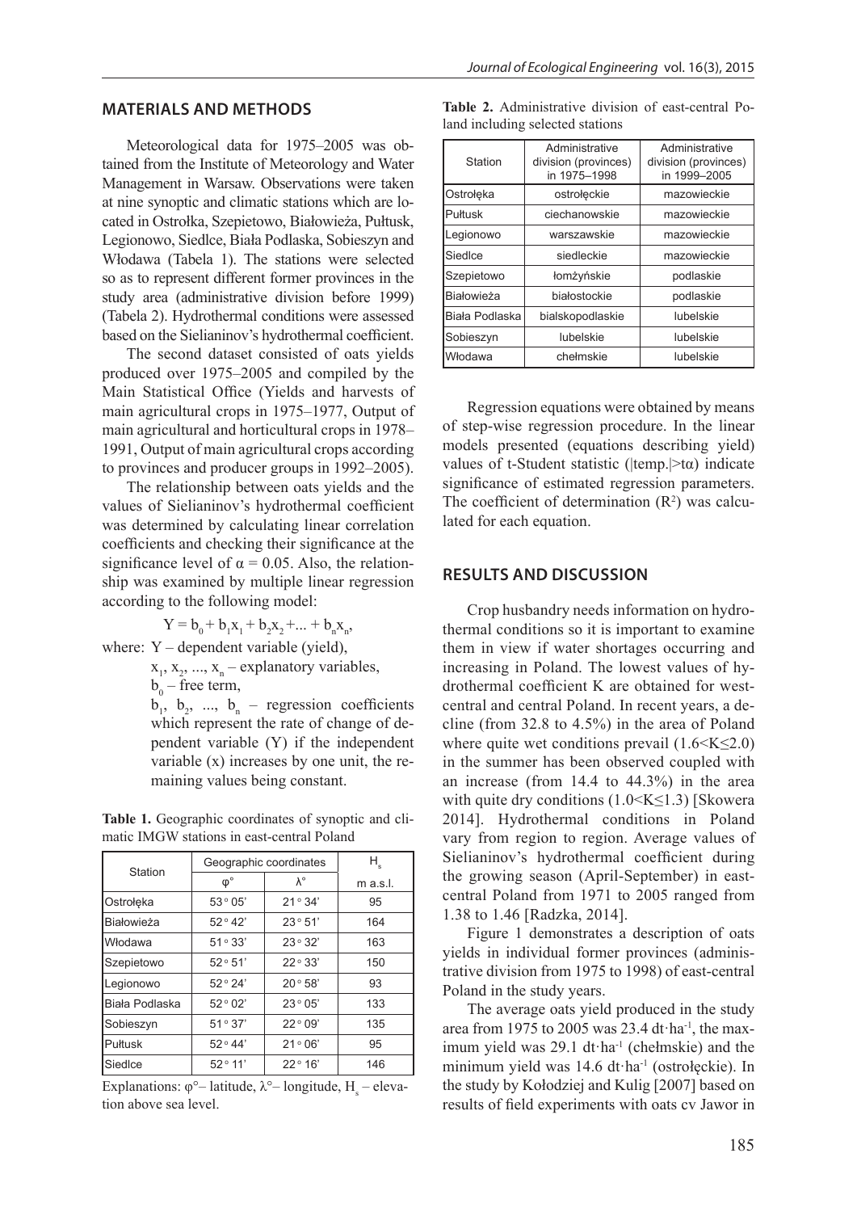## MATERIALS AND METHODS

Meteorological data for 1975–2005 was obtained from the Institute of Meteorology and Water Management in Warsaw. Observations were taken at nine synoptic and climatic stations which are located in Ostrołka, Szepietowo, Białowieża, Pułtusk, Legionowo, Siedlce, Biała Podlaska, Sobieszyn and Włodawa (Tabela 1). The stations were selected so as to represent different former provinces in the study area (administrative division before 1999) (Tabela 2). Hydrothermal conditions were assessed based on the Sielianinov's hydrothermal coefficient.

The second dataset consisted of oats yields produced over 1975–2005 and compiled by the Main Statistical Office (Yields and harvests of main agricultural crops in 1975–1977, Output of main agricultural and horticultural crops in 1978–1991, Output of main agricultural crops according to provinces and producer groups in 1992–2005).

The relationship between oats yields and the values of Sielianinov's hydrothermal coefficient was determined by calculating linear correlation coefficients and checking their significance at the significance level of $\alpha = 0.05$. Also, the relationship was examined by multiple linear regression according to the following model:

$$Y = b_0 + b_1x_1 + b_2x_2 + ... + b_nx_n,$$

where: $Y$ – dependent variable (yield),
$x_1, x_2, ..., x_n$ – explanatory variables,
$b_0$ – free term,
$b_1, b_2, ..., b_n$ – regression coefficients which represent the rate of change of dependent variable (Y) if the independent variable (x) increases by one unit, the remaining values being constant.

**Table 1.** Geographic coordinates of synoptic and climatic IMGW stations in east-central Poland

| Station | Geographic coordinates | | $H_s$ |
|---|---|---|---|
| | φ° | λ° | m a.s.l. |
| Ostrołęka | 53° 05' | 21° 34' | 95 |
| Białowieża | 52° 42' | 23° 51' | 164 |
| Włodawa | 51° 33' | 23° 32' | 163 |
| Szepietowo | 52° 51' | 22° 33' | 150 |
| Legionowo | 52° 24' | 20° 58' | 93 |
| Biała Podlaska | 52° 02' | 23° 05' | 133 |
| Sobieszyn | 51° 37' | 22° 09' | 135 |
| Pułtusk | 52° 44' | 21° 06' | 95 |
| Siedlce | 52° 11' | 22° 16' | 146 |

Explanations: φ°– latitude, λ°– longitude, $H_s$ – elevation above sea level.

**Table 2.** Administrative division of east-central Poland including selected stations

| Station | Administrative division (provinces) in 1975–1998 | Administrative division (provinces) in 1999–2005 |
|---|---|---|
| Ostrołęka | ostrołęckie | mazowieckie |
| Pułtusk | ciechanowskie | mazowieckie |
| Legionowo | warszawskie | mazowieckie |
| Siedlce | siedleckie | mazowieckie |
| Szepietowo | łomżyńskie | podlaskie |
| Białowieża | białostockie | podlaskie |
| Biała Podlaska | bialskopodlaskie | lubelskie |
| Sobieszyn | lubelskie | lubelskie |
| Włodawa | chełmskie | lubelskie |

Regression equations were obtained by means of step-wise regression procedure. In the linear models presented (equations describing yield) values of t-Student statistic ($|t_{emp.}| > t_\alpha$) indicate significance of estimated regression parameters. The coefficient of determination ($R^2$) was calculated for each equation.

## RESULTS AND DISCUSSION

Crop husbandry needs information on hydrothermal conditions so it is important to examine them in view if water shortages occurring and increasing in Poland. The lowest values of hydrothermal coefficient K are obtained for west-central and central Poland. In recent years, a decline (from 32.8 to 4.5%) in the area of Poland where quite wet conditions prevail ($1.6 < K \leq 2.0$) in the summer has been observed coupled with an increase (from 14.4 to 44.3%) in the area with quite dry conditions ($1.0 < K \leq 1.3$) [Skowera 2014]. Hydrothermal conditions in Poland vary from region to region. Average values of Sielianinov's hydrothermal coefficient during the growing season (April-September) in east-central Poland from 1971 to 2005 ranged from 1.38 to 1.46 [Radzka, 2014].

Figure 1 demonstrates a description of oats yields in individual former provinces (administrative division from 1975 to 1998) of east-central Poland in the study years.

The average oats yield produced in the study area from 1975 to 2005 was 23.4 $dt \cdot ha^{-1}$, the maximum yield was 29.1 $dt \cdot ha^{-1}$ (chełmskie) and the minimum yield was 14.6 $dt \cdot ha^{-1}$ (ostrołęckie). In the study by Kołodziej and Kulig [2007] based on results of field experiments with oats cv Jawor in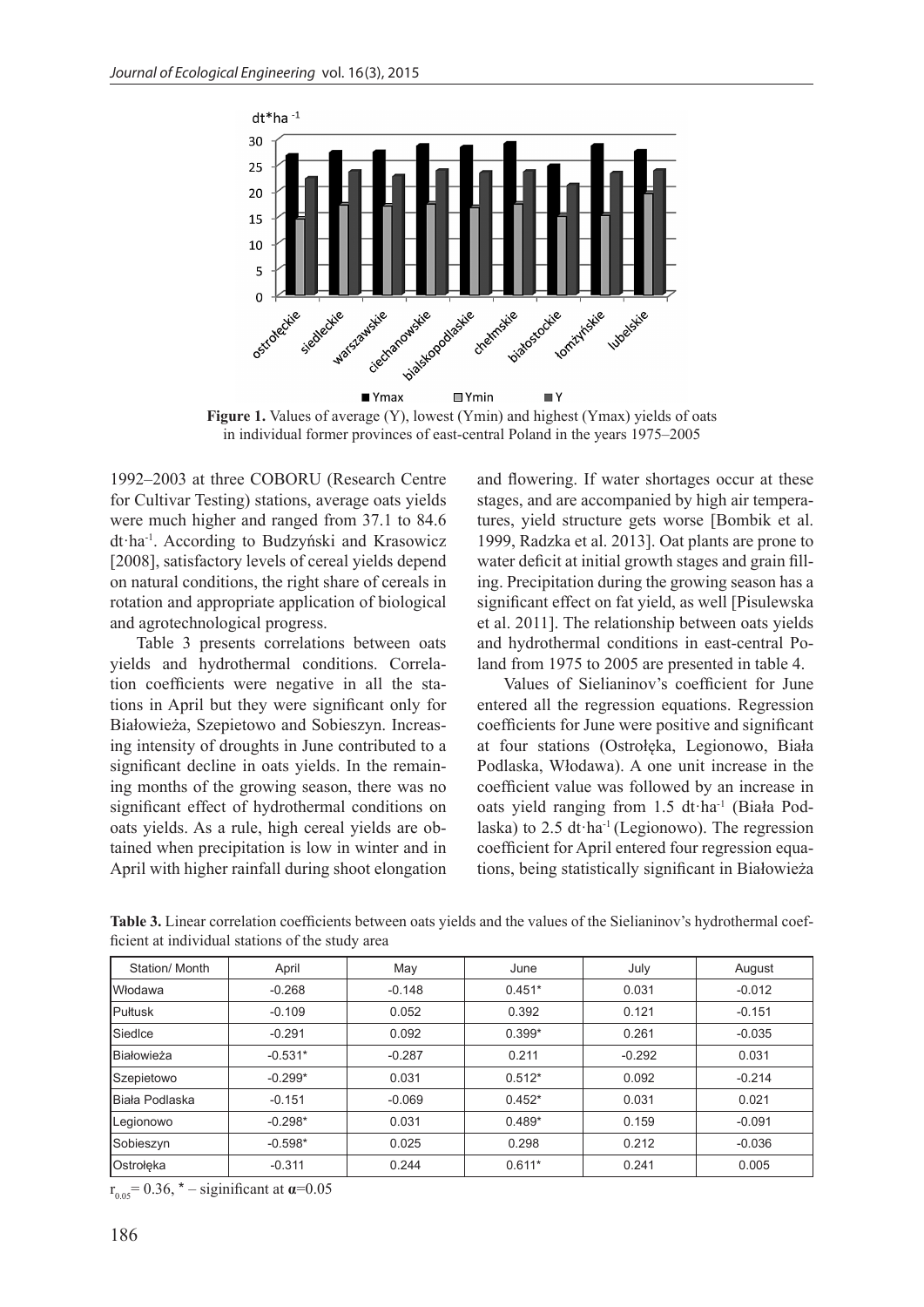**Figure 1.** Values of average (Y), lowest (Ymin) and highest (Ymax) yields of oats in individual former provinces of east-central Poland in the years 1975–2005

1992–2003 at three COBORU (Research Centre for Cultivar Testing) stations, average oats yields were much higher and ranged from 37.1 to 84.6 dt·ha$^{-1}$. According to Budzyński and Krasowicz [2008], satisfactory levels of cereal yields depend on natural conditions, the right share of cereals in rotation and appropriate application of biological and agrotechnological progress.

Table 3 presents correlations between oats yields and hydrothermal conditions. Correlation coefficients were negative in all the stations in April but they were significant only for Białowieża, Szepietowo and Sobieszyn. Increasing intensity of droughts in June contributed to a significant decline in oats yields. In the remaining months of the growing season, there was no significant effect of hydrothermal conditions on oats yields. As a rule, high cereal yields are obtained when precipitation is low in winter and in April with higher rainfall during shoot elongation and flowering. If water shortages occur at these stages, and are accompanied by high air temperatures, yield structure gets worse [Bombik et al. 1999, Radzka et al. 2013]. Oat plants are prone to water deficit at initial growth stages and grain filling. Precipitation during the growing season has a significant effect on fat yield, as well [Pisulewska et al. 2011]. The relationship between oats yields and hydrothermal conditions in east-central Poland from 1975 to 2005 are presented in table 4.

Values of Sielianinov's coefficient for June entered all the regression equations. Regression coefficients for June were positive and significant at four stations (Ostrołęka, Legionowo, Biała Podlaska, Włodawa). A one unit increase in the coefficient value was followed by an increase in oats yield ranging from 1.5 dt·ha$^{-1}$ (Biała Podlaska) to 2.5 dt·ha$^{-1}$ (Legionowo). The regression coefficient for April entered four regression equations, being statistically significant in Białowieża

**Table 3.** Linear correlation coefficients between oats yields and the values of the Sielianinov's hydrothermal coefficient at individual stations of the study area

| Station/ Month | April | May | June | July | August |
|---|---|---|---|---|---|
| Włodawa | -0.268 | -0.148 | 0.451* | 0.031 | -0.012 |
| Pułtusk | -0.109 | 0.052 | 0.392 | 0.121 | -0.151 |
| Siedlce | -0.291 | 0.092 | 0.399* | 0.261 | -0.035 |
| Białowieża | -0.531* | -0.287 | 0.211 | -0.292 | 0.031 |
| Szepietowo | -0.299* | 0.031 | 0.512* | 0.092 | -0.214 |
| Biała Podlaska | -0.151 | -0.069 | 0.452* | 0.031 | 0.021 |
| Legionowo | -0.298* | 0.031 | 0.489* | 0.159 | -0.091 |
| Sobieszyn | -0.598* | 0.025 | 0.298 | 0.212 | -0.036 |
| Ostrołęka | -0.311 | 0.244 | 0.611* | 0.241 | 0.005 |

$r_{0.05}$= 0.36, * – siginificant at $\alpha$=0.05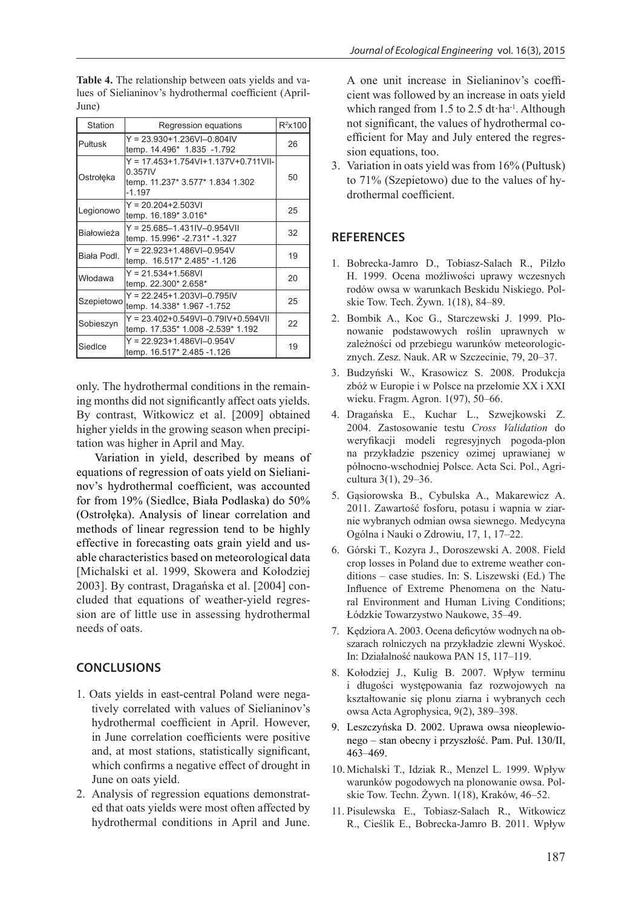**Table 4.** The relationship between oats yields and values of Sielianinov's hydrothermal coefficient (April-June)

| Station | Regression equations | $R^2$x100 |
|---|---|---|
| Pułtusk | Y = 23.930+1.236VI–0.804IV<br>temp. 14.496* 1.835 -1.792 | 26 |
| Ostrołęka | Y = 17.453+1.754VI+1.137V+0.711VII-0.357IV<br>temp. 11.237* 3.577* 1.834 1.302 -1.197 | 50 |
| Legionowo | Y = 20.204+2.503VI<br>temp. 16.189* 3.016* | 25 |
| Białowieża | Y = 25.685–1.431IV–0.954VII<br>temp. 15.996* -2.731* -1.327 | 32 |
| Biała Podl. | Y = 22.923+1.486VI–0.954V<br>temp. 16.517* 2.485* -1.126 | 19 |
| Włodawa | Y = 21.534+1.568VI<br>temp. 22.300* 2.658* | 20 |
| Szepietowo | Y = 22.245+1.203VI–0.795IV<br>temp. 14.338* 1.967 -1.752 | 25 |
| Sobieszyn | Y = 23.402+0.549VI–0.79IV+0.594VII<br>temp. 17.535* 1.008 -2.539* 1.192 | 22 |
| Siedlce | Y = 22.923+1.486VI–0.954V<br>temp. 16.517* 2.485 -1.126 | 19 |

only. The hydrothermal conditions in the remaining months did not significantly affect oats yields. By contrast, Witkowicz et al. [2009] obtained higher yields in the growing season when precipitation was higher in April and May.

Variation in yield, described by means of equations of regression of oats yield on Sielianinov's hydrothermal coefficient, was accounted for from 19% (Siedlce, Biała Podlaska) do 50% (Ostrołęka). Analysis of linear correlation and methods of linear regression tend to be highly effective in forecasting oats grain yield and usable characteristics based on meteorological data [Michalski et al. 1999, Skowera and Kołodziej 2003]. By contrast, Dragańska et al. [2004] concluded that equations of weather-yield regression are of little use in assessing hydrothermal needs of oats.

## CONCLUSIONS

1. Oats yields in east-central Poland were negatively correlated with values of Sielianinov's hydrothermal coefficient in April. However, in June correlation coefficients were positive and, at most stations, statistically significant, which confirms a negative effect of drought in June on oats yield.
2. Analysis of regression equations demonstrated that oats yields were most often affected by hydrothermal conditions in April and June. A one unit increase in Sielianinov's coefficient was followed by an increase in oats yield which ranged from 1.5 to 2.5 dt·ha$^{-1}$. Although not significant, the values of hydrothermal coefficient for May and July entered the regression equations, too.
3. Variation in oats yield was from 16% (Pułtusk) to 71% (Szepietowo) due to the values of hydrothermal coefficient.

## REFERENCES

1. Bobrecka-Jamro D., Tobiasz-Salach R., Pilzło H. 1999. Ocena możliwości uprawy wczesnych rodów owsa w warunkach Beskidu Niskiego. Polskie Tow. Tech. Żywn. 1(18), 84–89.
2. Bombik A., Koc G., Starczewski J. 1999. Plonowanie podstawowych roślin uprawnych w zależności od przebiegu warunków meteorologicznych. Zesz. Nauk. AR w Szczecinie, 79, 20–37.
3. Budzyński W., Krasowicz S. 2008. Produkcja zbóż w Europie i w Polsce na przełomie XX i XXI wieku. Fragm. Agron. 1(97), 50–66.
4. Dragańska E., Kuchar L., Szwejkowski Z. 2004. Zastosowanie testu *Cross Validation* do weryfikacji modeli regresyjnych pogoda-plon na przykładzie pszenicy ozimej uprawianej w północno-wschodniej Polsce. Acta Sci. Pol., Agricultura 3(1), 29–36.
5. Gąsiorowska B., Cybulska A., Makarewicz A. 2011. Zawartość fosforu, potasu i wapnia w ziarnie wybranych odmian owsa siewnego. Medycyna Ogólna i Nauki o Zdrowiu, 17, 1, 17–22.
6. Górski T., Kozyra J., Doroszewski A. 2008. Field crop losses in Poland due to extreme weather conditions – case studies. In: S. Liszewski (Ed.) The Influence of Extreme Phenomena on the Natural Environment and Human Living Conditions; Łódzkie Towarzystwo Naukowe, 35–49.
7. Kędziora A. 2003. Ocena deficytów wodnych na obszarach rolniczych na przykładzie zlewni Wyskoć. In: Działalność naukowa PAN 15, 117–119.
8. Kołodziej J., Kulig B. 2007. Wpływ terminu i długości występowania faz rozwojowych na kształtowanie się plonu ziarna i wybranych cech owsa Acta Agrophysica, 9(2), 389–398.
9. Leszczyńska D. 2002. Uprawa owsa nieoplewionego – stan obecny i przyszłość. Pam. Puł. 130/II, 463–469.
10. Michalski T., Idziak R., Menzel L. 1999. Wpływ warunków pogodowych na plonowanie owsa. Polskie Tow. Techn. Żywn. 1(18), Kraków, 46–52.
11. Pisulewska E., Tobiasz-Salach R., Witkowicz R., Cieślik E., Bobrecka-Jamro B. 2011. Wpływ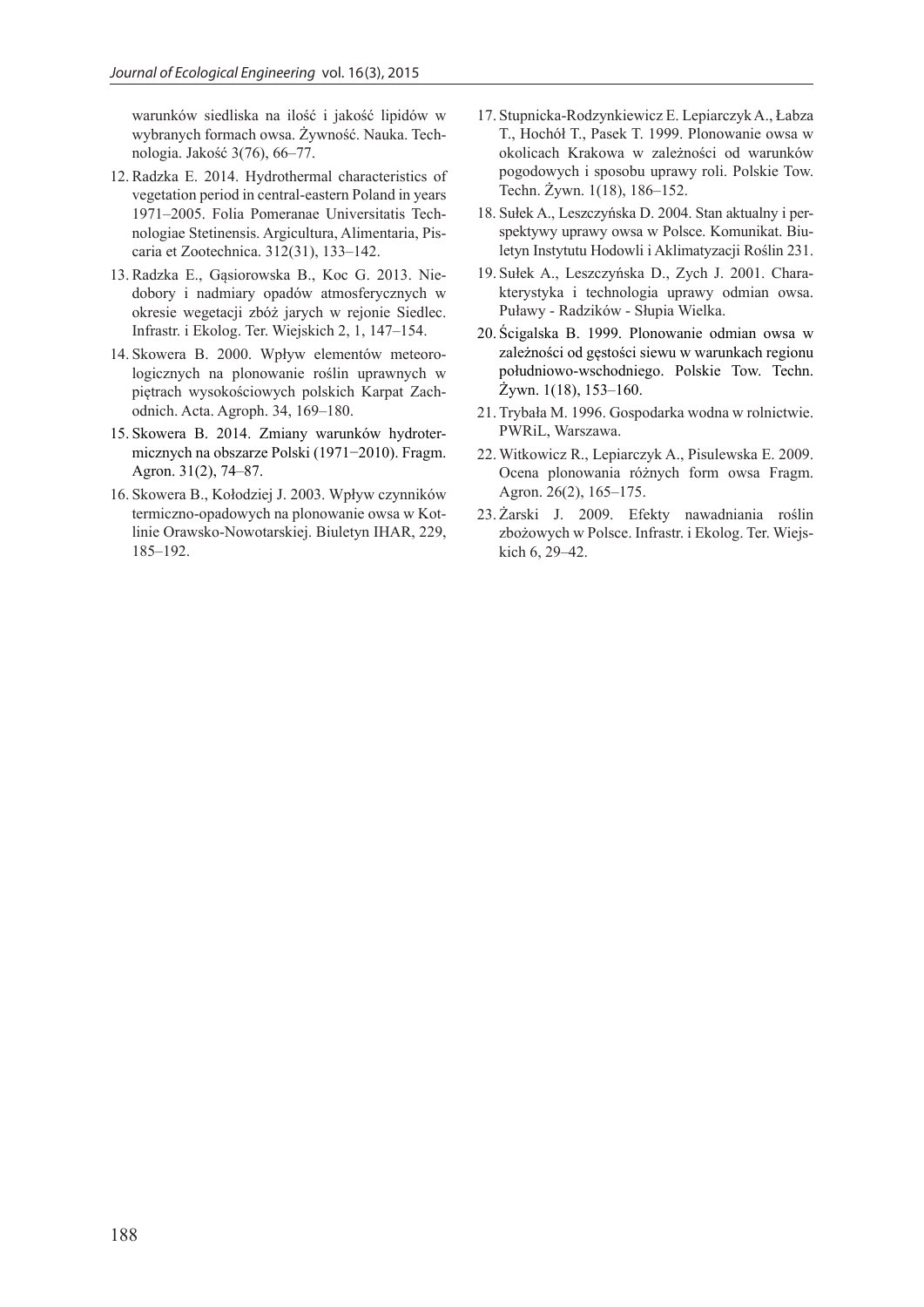warunków siedliska na ilość i jakość lipidów w wybranych formach owsa. Żywność. Nauka. Technologia. Jakość 3(76), 66–77.

12. Radzka E. 2014. Hydrothermal characteristics of vegetation period in central-eastern Poland in years 1971–2005. Folia Pomeranae Universitatis Technologiae Stetinensis. Argicultura, Alimentaria, Piscaria et Zootechnica. 312(31), 133–142.
13. Radzka E., Gąsiorowska B., Koc G. 2013. Niedobory i nadmiary opadów atmosferycznych w okresie wegetacji zbóż jarych w rejonie Siedlec. Infrastr. i Ekolog. Ter. Wiejskich 2, 1, 147–154.
14. Skowera B. 2000. Wpływ elementów meteorologicznych na plonowanie roślin uprawnych w piętrach wysokościowych polskich Karpat Zachodnich. Acta. Agroph. 34, 169–180.
15. Skowera B. 2014. Zmiany warunków hydrotermicznych na obszarze Polski (1971−2010). Fragm. Agron. 31(2), 74–87.
16. Skowera B., Kołodziej J. 2003. Wpływ czynników termiczno-opadowych na plonowanie owsa w Kotlinie Orawsko-Nowotarskiej. Biuletyn IHAR, 229, 185–192.
17. Stupnicka-Rodzynkiewicz E. Lepiarczyk A., Łabza T., Hochół T., Pasek T. 1999. Plonowanie owsa w okolicach Krakowa w zależności od warunków pogodowych i sposobu uprawy roli. Polskie Tow. Techn. Żywn. 1(18), 186–152.
18. Sułek A., Leszczyńska D. 2004. Stan aktualny i perspektywy uprawy owsa w Polsce. Komunikat. Biuletyn Instytutu Hodowli i Aklimatyzacji Roślin 231.
19. Sułek A., Leszczyńska D., Zych J. 2001. Charakterystyka i technologia uprawy odmian owsa. Puławy - Radzików - Słupia Wielka.
20. Ścigalska B. 1999. Plonowanie odmian owsa w zależności od gęstości siewu w warunkach regionu południowo-wschodniego. Polskie Tow. Techn. Żywn. 1(18), 153–160.
21. Trybała M. 1996. Gospodarka wodna w rolnictwie. PWRiL, Warszawa.
22. Witkowicz R., Lepiarczyk A., Pisulewska E. 2009. Ocena plonowania różnych form owsa Fragm. Agron. 26(2), 165–175.
23. Żarski J. 2009. Efekty nawadniania roślin zbożowych w Polsce. Infrastr. i Ekolog. Ter. Wiejskich 6, 29–42.